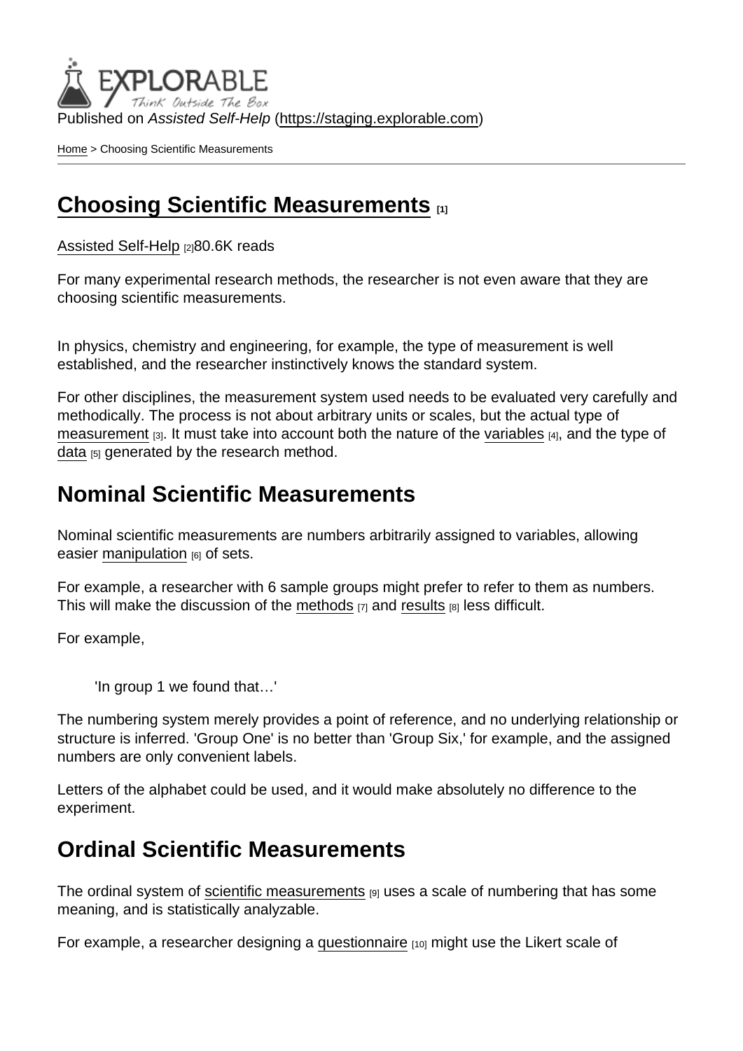Published on *Assisted Self-Help* (https://staging.explorable.com)

Home > Choosing Scientific Measurements

# Choosing Scientific Measurements [1]

Assisted Self-Help [2]80.6K reads

For many experimental research methods, the researcher is not even aware that they are choosing scientific measurements.

In physics, chemistry and engineering, for example, the type of measurement is well established, and the researcher instinctively knows the standard system.

For other disciplines, the measurement system used needs to be evaluated very carefully and methodically. The process is not about arbitrary units or scales, but the actual type of measurement [3]. It must take into account both the nature of the variables [4], and the type of data [5] generated by the research method.

## Nominal Scientific Measurements

Nominal scientific measurements are numbers arbitrarily assigned to variables, allowing easier manipulation [6] of sets.

For example, a researcher with 6 sample groups might prefer to refer to them as numbers. This will make the discussion of the methods [7] and results [8] less difficult.

For example,

> 'In group 1 we found that…'

The numbering system merely provides a point of reference, and no underlying relationship or structure is inferred. 'Group One' is no better than 'Group Six,' for example, and the assigned numbers are only convenient labels.

Letters of the alphabet could be used, and it would make absolutely no difference to the experiment.

## Ordinal Scientific Measurements

The ordinal system of scientific measurements [9] uses a scale of numbering that has some meaning, and is statistically analyzable.

For example, a researcher designing a questionnaire [10] might use the Likert scale of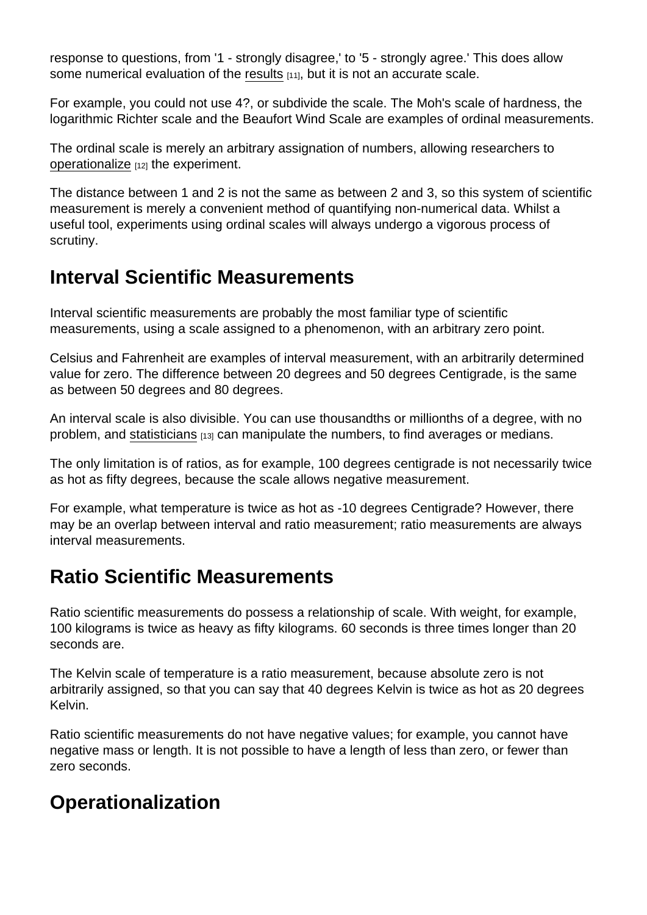response to questions, from '1 - strongly disagree,' to '5 - strongly agree.' This does allow some numerical evaluation of the results [11], but it is not an accurate scale.

For example, you could not use 4?, or subdivide the scale. The Moh's scale of hardness, the logarithmic Richter scale and the Beaufort Wind Scale are examples of ordinal measurements.

The ordinal scale is merely an arbitrary assignation of numbers, allowing researchers to operationalize [12] the experiment.

The distance between 1 and 2 is not the same as between 2 and 3, so this system of scientific measurement is merely a convenient method of quantifying non-numerical data. Whilst a useful tool, experiments using ordinal scales will always undergo a vigorous process of scrutiny.

## Interval Scientific Measurements

Interval scientific measurements are probably the most familiar type of scientific measurements, using a scale assigned to a phenomenon, with an arbitrary zero point.

Celsius and Fahrenheit are examples of interval measurement, with an arbitrarily determined value for zero. The difference between 20 degrees and 50 degrees Centigrade, is the same as between 50 degrees and 80 degrees.

An interval scale is also divisible. You can use thousandths or millionths of a degree, with no problem, and statisticians [13] can manipulate the numbers, to find averages or medians.

The only limitation is of ratios, as for example, 100 degrees centigrade is not necessarily twice as hot as fifty degrees, because the scale allows negative measurement.

For example, what temperature is twice as hot as -10 degrees Centigrade? However, there may be an overlap between interval and ratio measurement; ratio measurements are always interval measurements.

## Ratio Scientific Measurements

Ratio scientific measurements do possess a relationship of scale. With weight, for example, 100 kilograms is twice as heavy as fifty kilograms. 60 seconds is three times longer than 20 seconds are.

The Kelvin scale of temperature is a ratio measurement, because absolute zero is not arbitrarily assigned, so that you can say that 40 degrees Kelvin is twice as hot as 20 degrees Kelvin.

Ratio scientific measurements do not have negative values; for example, you cannot have negative mass or length. It is not possible to have a length of less than zero, or fewer than zero seconds.

## Operationalization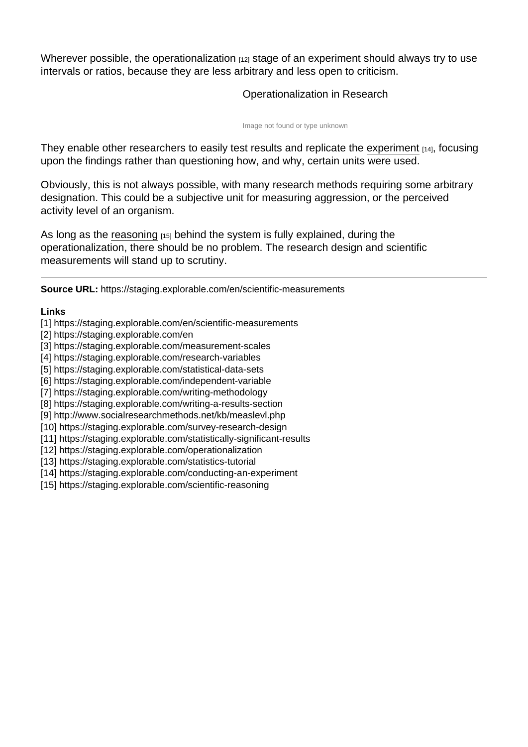Wherever possible, the operationalization [12] stage of an experiment should always try to use intervals or ratios, because they are less arbitrary and less open to criticism.

Operationalization in Research

Image not found or type unknown

They enable other researchers to easily test results and replicate the experiment [14], focusing upon the findings rather than questioning how, and why, certain units were used.

Obviously, this is not always possible, with many research methods requiring some arbitrary designation. This could be a subjective unit for measuring aggression, or the perceived activity level of an organism.

As long as the reasoning [15] behind the system is fully explained, during the operationalization, there should be no problem. The research design and scientific measurements will stand up to scrutiny.

---

**Source URL:** https://staging.explorable.com/en/scientific-measurements

**Links**
[1] https://staging.explorable.com/en/scientific-measurements
[2] https://staging.explorable.com/en
[3] https://staging.explorable.com/measurement-scales
[4] https://staging.explorable.com/research-variables
[5] https://staging.explorable.com/statistical-data-sets
[6] https://staging.explorable.com/independent-variable
[7] https://staging.explorable.com/writing-methodology
[8] https://staging.explorable.com/writing-a-results-section
[9] http://www.socialresearchmethods.net/kb/measlevl.php
[10] https://staging.explorable.com/survey-research-design
[11] https://staging.explorable.com/statistically-significant-results
[12] https://staging.explorable.com/operationalization
[13] https://staging.explorable.com/statistics-tutorial
[14] https://staging.explorable.com/conducting-an-experiment
[15] https://staging.explorable.com/scientific-reasoning